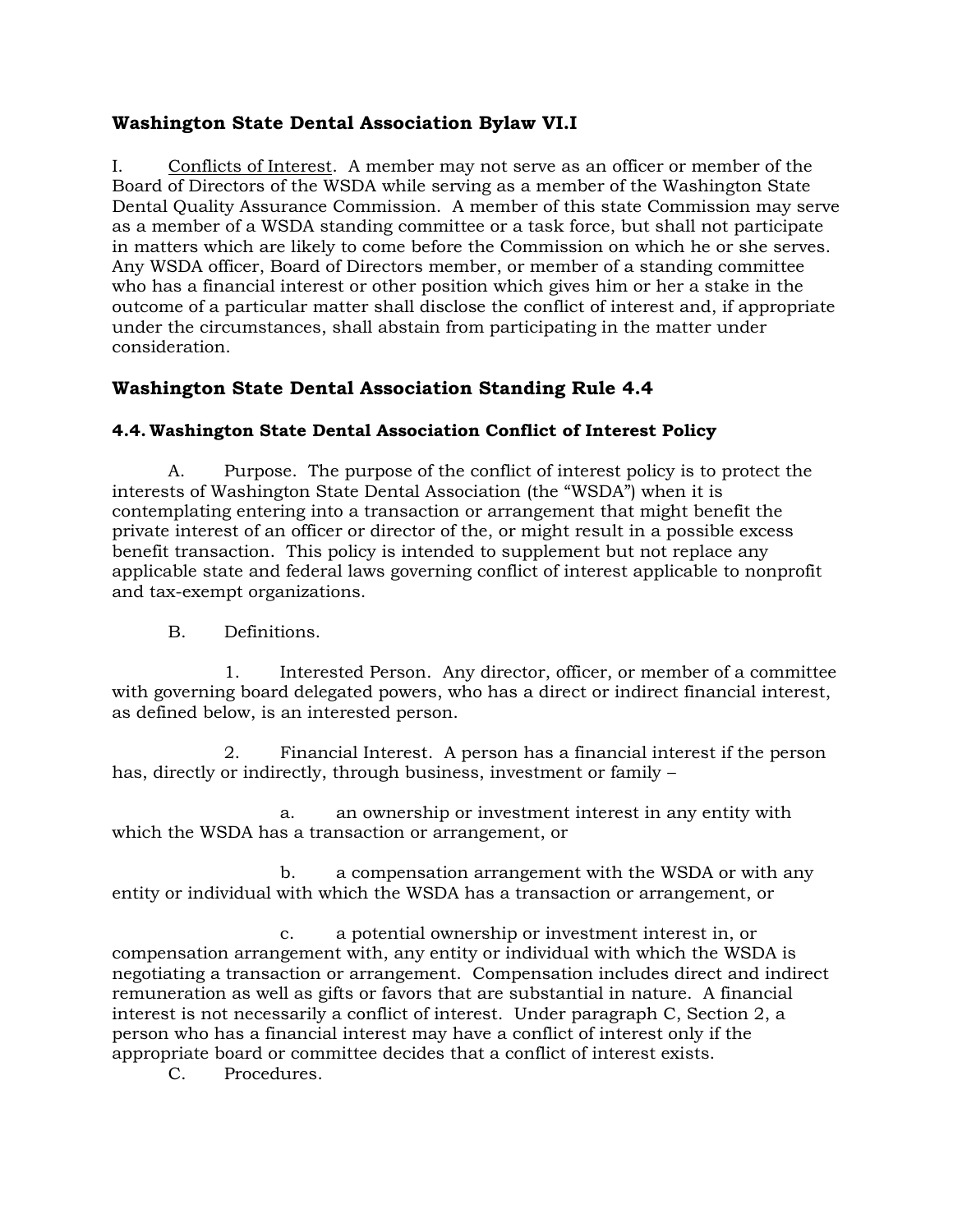## Washington State Dental Association Bylaw VI.I

I. Conflicts of Interest. A member may not serve as an officer or member of the Board of Directors of the WSDA while serving as a member of the Washington State Dental Quality Assurance Commission. A member of this state Commission may serve as a member of a WSDA standing committee or a task force, but shall not participate in matters which are likely to come before the Commission on which he or she serves. Any WSDA officer, Board of Directors member, or member of a standing committee who has a financial interest or other position which gives him or her a stake in the outcome of a particular matter shall disclose the conflict of interest and, if appropriate under the circumstances, shall abstain from participating in the matter under consideration.

## Washington State Dental Association Standing Rule 4.4

### 4.4. Washington State Dental Association Conflict of Interest Policy

A. Purpose. The purpose of the conflict of interest policy is to protect the interests of Washington State Dental Association (the "WSDA") when it is contemplating entering into a transaction or arrangement that might benefit the private interest of an officer or director of the, or might result in a possible excess benefit transaction. This policy is intended to supplement but not replace any applicable state and federal laws governing conflict of interest applicable to nonprofit and tax-exempt organizations.

B. Definitions.

1. Interested Person. Any director, officer, or member of a committee with governing board delegated powers, who has a direct or indirect financial interest, as defined below, is an interested person.

2. Financial Interest. A person has a financial interest if the person has, directly or indirectly, through business, investment or family –

a. an ownership or investment interest in any entity with which the WSDA has a transaction or arrangement, or

b. a compensation arrangement with the WSDA or with any entity or individual with which the WSDA has a transaction or arrangement, or

c. a potential ownership or investment interest in, or compensation arrangement with, any entity or individual with which the WSDA is negotiating a transaction or arrangement. Compensation includes direct and indirect remuneration as well as gifts or favors that are substantial in nature. A financial interest is not necessarily a conflict of interest. Under paragraph C, Section 2, a person who has a financial interest may have a conflict of interest only if the appropriate board or committee decides that a conflict of interest exists.

C. Procedures.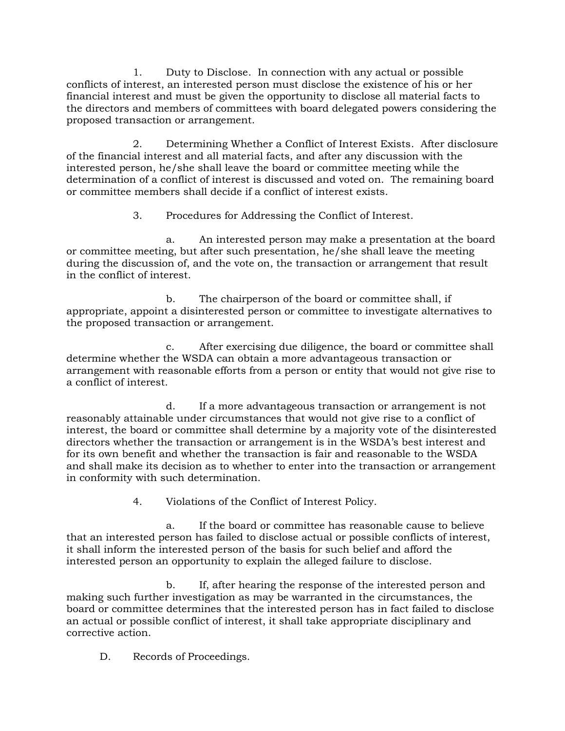1. Duty to Disclose. In connection with any actual or possible conflicts of interest, an interested person must disclose the existence of his or her financial interest and must be given the opportunity to disclose all material facts to the directors and members of committees with board delegated powers considering the proposed transaction or arrangement.

2. Determining Whether a Conflict of Interest Exists. After disclosure of the financial interest and all material facts, and after any discussion with the interested person, he/she shall leave the board or committee meeting while the determination of a conflict of interest is discussed and voted on. The remaining board or committee members shall decide if a conflict of interest exists.

3. Procedures for Addressing the Conflict of Interest.

   a. An interested person may make a presentation at the board or committee meeting, but after such presentation, he/she shall leave the meeting during the discussion of, and the vote on, the transaction or arrangement that result in the conflict of interest.

   b. The chairperson of the board or committee shall, if appropriate, appoint a disinterested person or committee to investigate alternatives to the proposed transaction or arrangement.

   c. After exercising due diligence, the board or committee shall determine whether the WSDA can obtain a more advantageous transaction or arrangement with reasonable efforts from a person or entity that would not give rise to a conflict of interest.

   d. If a more advantageous transaction or arrangement is not reasonably attainable under circumstances that would not give rise to a conflict of interest, the board or committee shall determine by a majority vote of the disinterested directors whether the transaction or arrangement is in the WSDA's best interest and for its own benefit and whether the transaction is fair and reasonable to the WSDA and shall make its decision as to whether to enter into the transaction or arrangement in conformity with such determination.

4. Violations of the Conflict of Interest Policy.

   a. If the board or committee has reasonable cause to believe that an interested person has failed to disclose actual or possible conflicts of interest, it shall inform the interested person of the basis for such belief and afford the interested person an opportunity to explain the alleged failure to disclose.

   b. If, after hearing the response of the interested person and making such further investigation as may be warranted in the circumstances, the board or committee determines that the interested person has in fact failed to disclose an actual or possible conflict of interest, it shall take appropriate disciplinary and corrective action.

D. Records of Proceedings.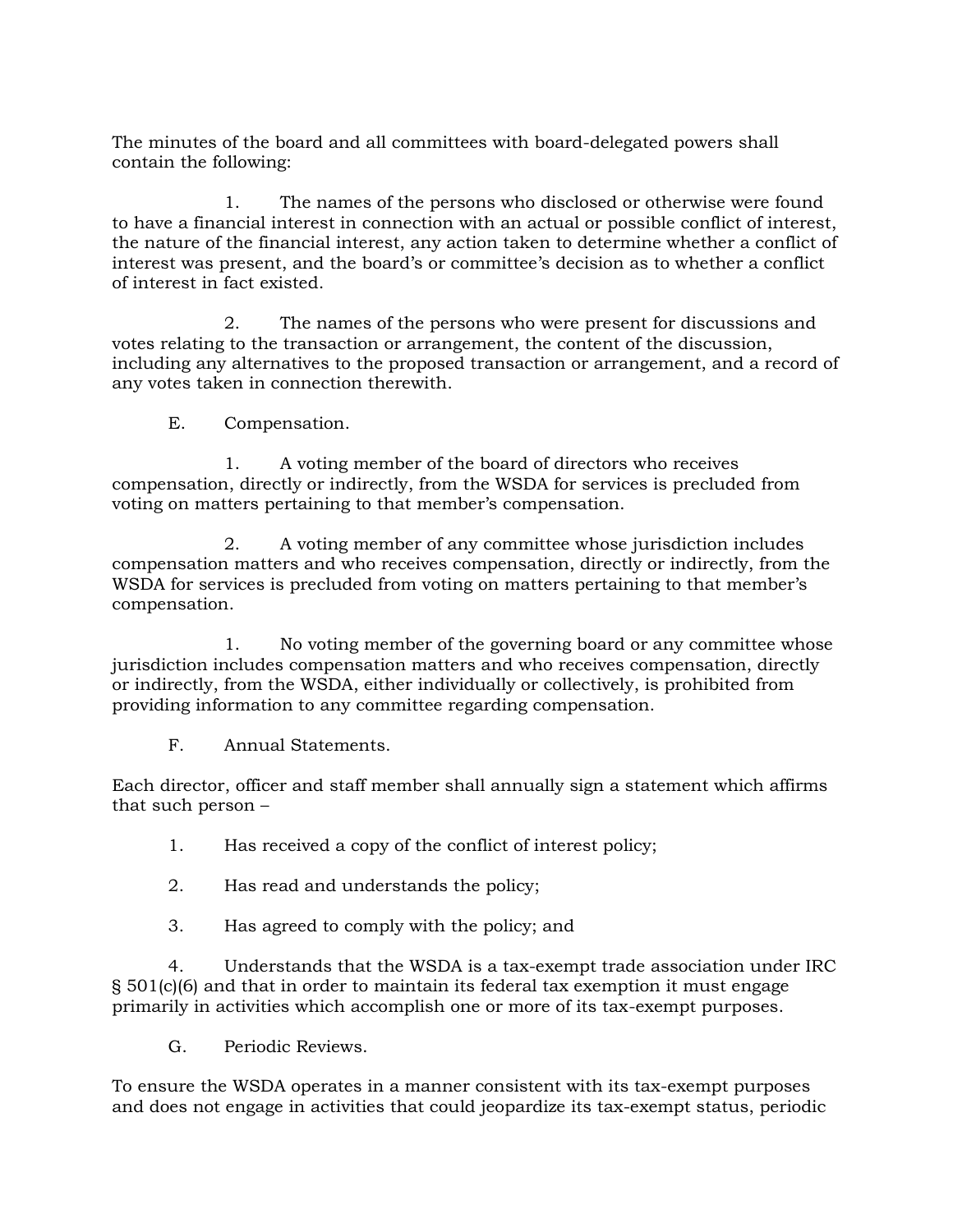The minutes of the board and all committees with board-delegated powers shall contain the following:

1. The names of the persons who disclosed or otherwise were found to have a financial interest in connection with an actual or possible conflict of interest, the nature of the financial interest, any action taken to determine whether a conflict of interest was present, and the board's or committee's decision as to whether a conflict of interest in fact existed.

2. The names of the persons who were present for discussions and votes relating to the transaction or arrangement, the content of the discussion, including any alternatives to the proposed transaction or arrangement, and a record of any votes taken in connection therewith.

E. Compensation.

1. A voting member of the board of directors who receives compensation, directly or indirectly, from the WSDA for services is precluded from voting on matters pertaining to that member's compensation.

2. A voting member of any committee whose jurisdiction includes compensation matters and who receives compensation, directly or indirectly, from the WSDA for services is precluded from voting on matters pertaining to that member's compensation.

1. No voting member of the governing board or any committee whose jurisdiction includes compensation matters and who receives compensation, directly or indirectly, from the WSDA, either individually or collectively, is prohibited from providing information to any committee regarding compensation.

F. Annual Statements.

Each director, officer and staff member shall annually sign a statement which affirms that such person –

1. Has received a copy of the conflict of interest policy;

2. Has read and understands the policy;

3. Has agreed to comply with the policy; and

4. Understands that the WSDA is a tax-exempt trade association under IRC § 501(c)(6) and that in order to maintain its federal tax exemption it must engage primarily in activities which accomplish one or more of its tax-exempt purposes.

G. Periodic Reviews.

To ensure the WSDA operates in a manner consistent with its tax-exempt purposes and does not engage in activities that could jeopardize its tax-exempt status, periodic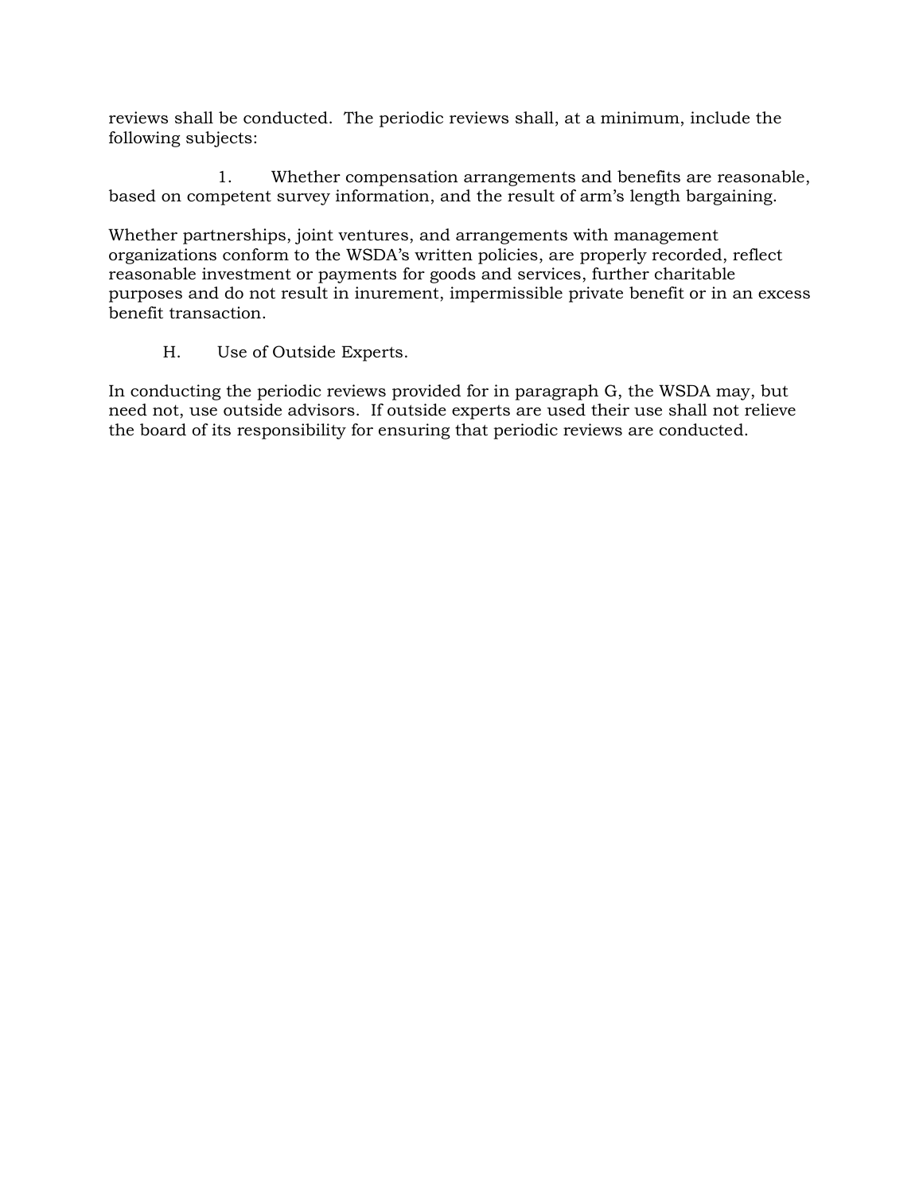reviews shall be conducted. The periodic reviews shall, at a minimum, include the following subjects:

1. Whether compensation arrangements and benefits are reasonable, based on competent survey information, and the result of arm's length bargaining.

Whether partnerships, joint ventures, and arrangements with management organizations conform to the WSDA's written policies, are properly recorded, reflect reasonable investment or payments for goods and services, further charitable purposes and do not result in inurement, impermissible private benefit or in an excess benefit transaction.

H. Use of Outside Experts.

In conducting the periodic reviews provided for in paragraph G, the WSDA may, but need not, use outside advisors. If outside experts are used their use shall not relieve the board of its responsibility for ensuring that periodic reviews are conducted.